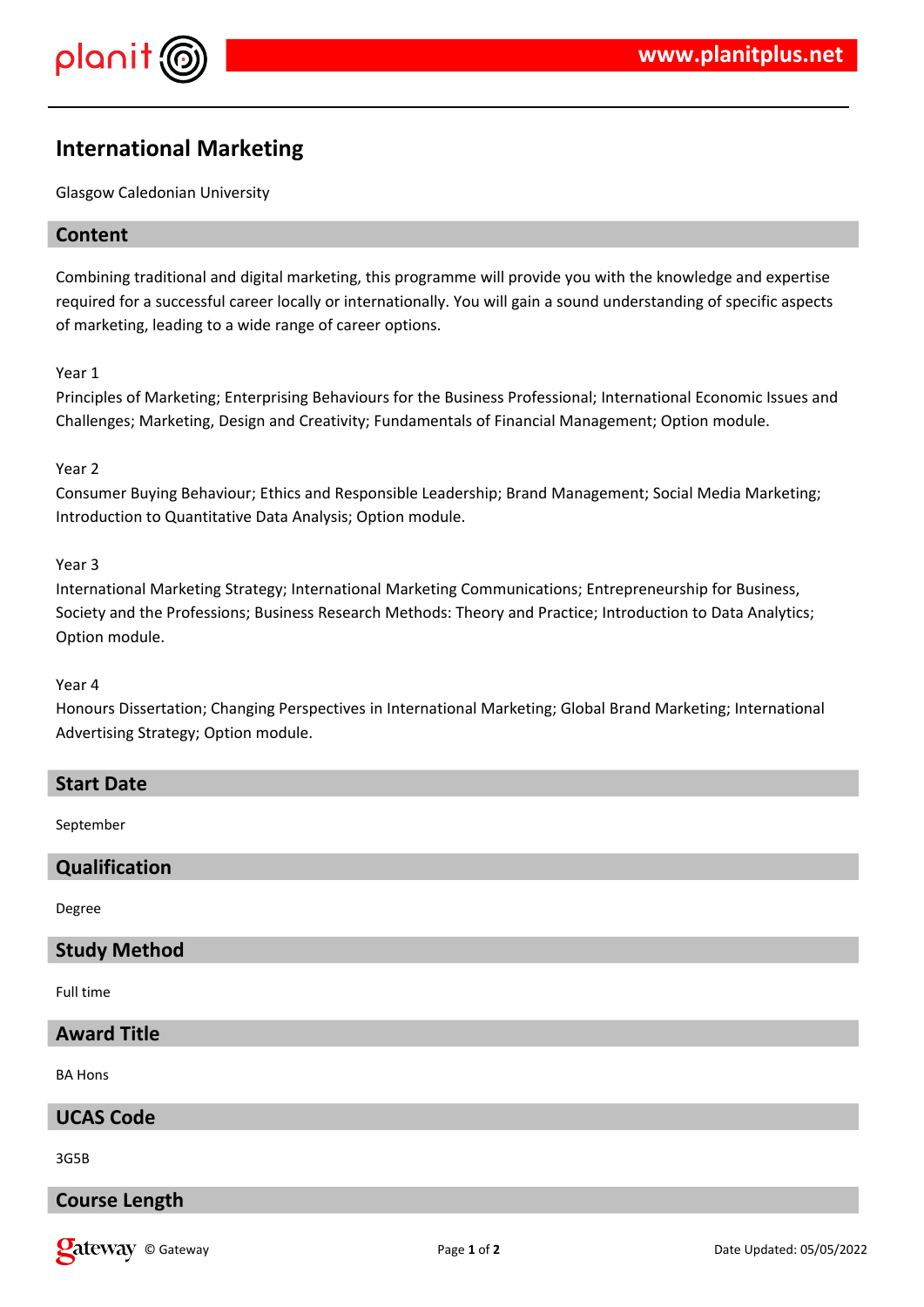# International Marketing

Glasgow Caledonian University

## Content

Combining traditional and digital marketing, this programme will provide you with the knowledge and expertise required for a successful career locally or internationally. You will gain a sound understanding of specific aspects of marketing, leading to a wide range of career options.

Year 1
Principles of Marketing; Enterprising Behaviours for the Business Professional; International Economic Issues and Challenges; Marketing, Design and Creativity; Fundamentals of Financial Management; Option module.

Year 2
Consumer Buying Behaviour; Ethics and Responsible Leadership; Brand Management; Social Media Marketing; Introduction to Quantitative Data Analysis; Option module.

Year 3
International Marketing Strategy; International Marketing Communications; Entrepreneurship for Business, Society and the Professions; Business Research Methods: Theory and Practice; Introduction to Data Analytics; Option module.

Year 4
Honours Dissertation; Changing Perspectives in International Marketing; Global Brand Marketing; International Advertising Strategy; Option module.

## Start Date

September

## Qualification

Degree

## Study Method

Full time

## Award Title

BA Hons

## UCAS Code

3G5B

## Course Length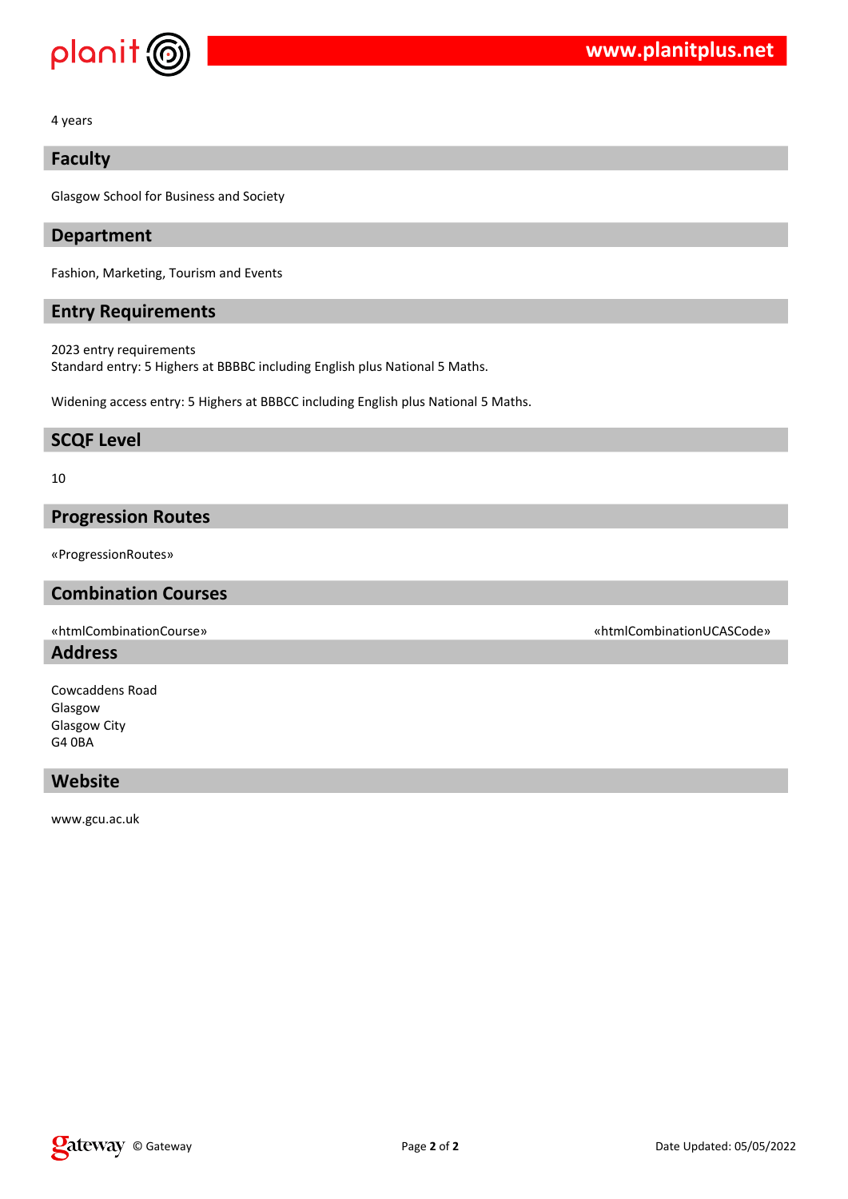4 years

## Faculty

Glasgow School for Business and Society

## Department

Fashion, Marketing, Tourism and Events

## Entry Requirements

2023 entry requirements
Standard entry: 5 Highers at BBBBC including English plus National 5 Maths.

Widening access entry: 5 Highers at BBBCC including English plus National 5 Maths.

## SCQF Level

10

## Progression Routes

«ProgressionRoutes»

## Combination Courses

«htmlCombinationCourse» «htmlCombinationUCASCode»

## Address

Cowcaddens Road
Glasgow
Glasgow City
G4 0BA

## Website

www.gcu.ac.uk